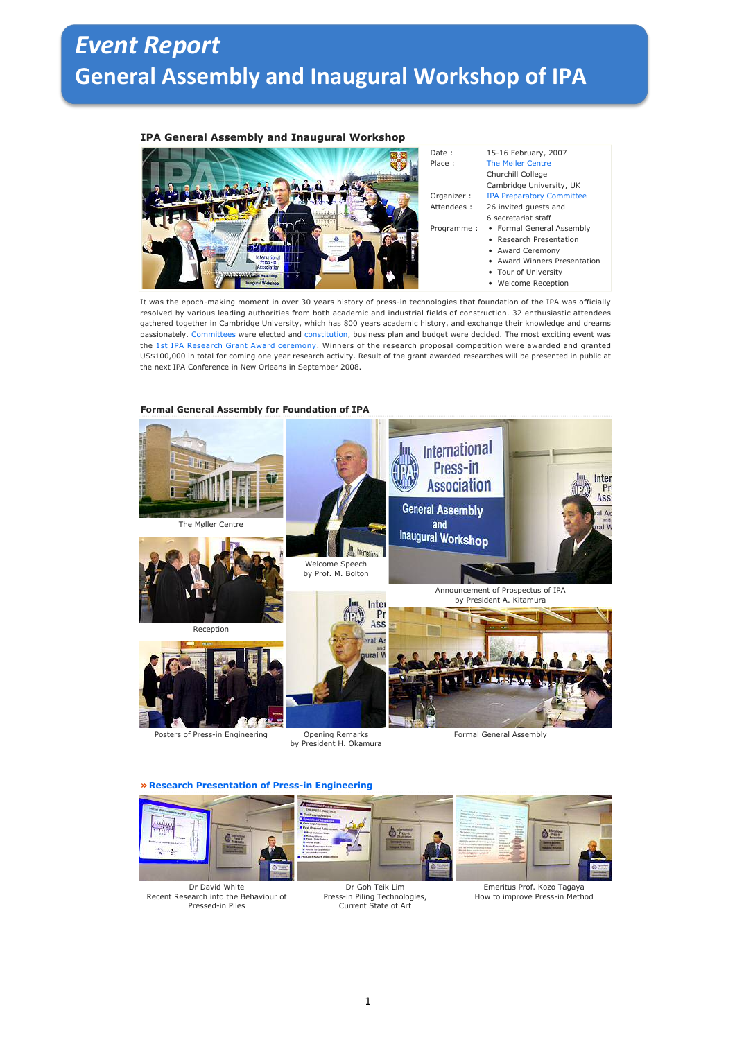# *Event Report*
# General Assembly and Inaugural Workshop of IPA

### IPA General Assembly and Inaugural Workshop

| | |
|---|---|
| Date : | 15-16 February, 2007 |
| Place : | The Møller Centre<br>Churchill College<br>Cambridge University, UK |
| Organizer : | IPA Preparatory Committee |
| Attendees : | 26 invited guests and<br>6 secretariat staff |
| Programme : | • Formal General Assembly<br>• Research Presentation<br>• Award Ceremony<br>• Award Winners Presentation<br>• Tour of University<br>• Welcome Reception |

It was the epoch-making moment in over 30 years history of press-in technologies that foundation of the IPA was officially resolved by various leading authorities from both academic and industrial fields of construction. 32 enthusiastic attendees gathered together in Cambridge University, which has 800 years academic history, and exchange their knowledge and dreams passionately. Committees were elected and constitution, business plan and budget were decided. The most exciting event was the 1st IPA Research Grant Award ceremony. Winners of the research proposal competition were awarded and granted US$100,000 in total for coming one year research activity. Result of the grant awarded researches will be presented in public at the next IPA Conference in New Orleans in September 2008.

### Formal General Assembly for Foundation of IPA

The Møller Centre

Welcome Speech by Prof. M. Bolton

Announcement of Prospectus of IPA by President A. Kitamura

Reception

Posters of Press-in Engineering

Opening Remarks by President H. Okamura

Formal General Assembly

### » Research Presentation of Press-in Engineering

Dr David White
Recent Research into the Behaviour of Pressed-in Piles

Dr Goh Teik Lim
Press-in Piling Technologies, Current State of Art

Emeritus Prof. Kozo Tagaya
How to improve Press-in Method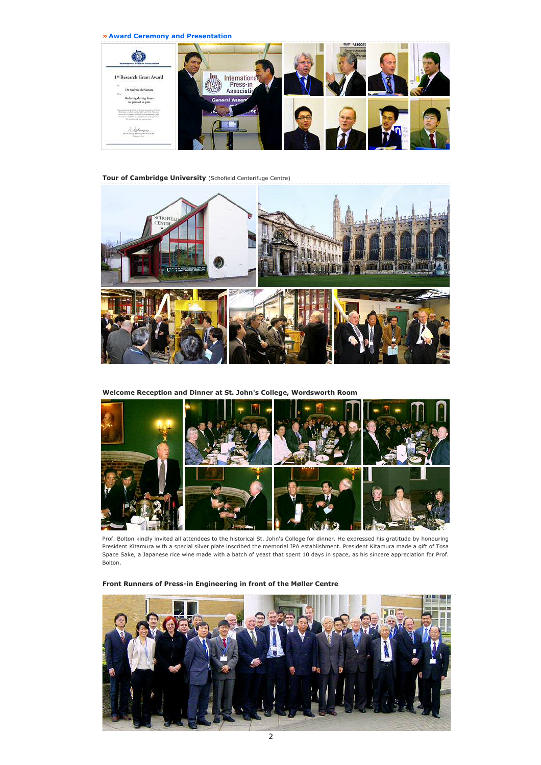### » Award Ceremony and Presentation

### Tour of Cambridge University (Schofield Centerifuge Centre)

### Welcome Reception and Dinner at St. John's College, Wordsworth Room

Prof. Bolton kindly invited all attendees to the historical St. John's College for dinner. He expressed his gratitude by honouring President Kitamura with a special silver plate inscribed the memorial IPA establishment. President Kitamura made a gift of Tosa Space Sake, a Japanese rice wine made with a batch of yeast that spent 10 days in space, as his sincere appreciation for Prof. Bolton.

### Front Runners of Press-in Engineering in front of the Møller Centre